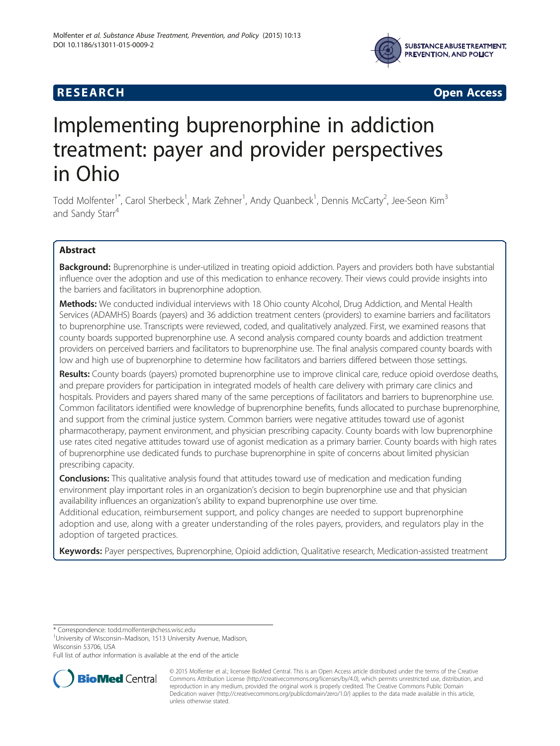**RESEARCH** **Open Access**

# Implementing buprenorphine in addiction treatment: payer and provider perspectives in Ohio

Todd Molfenter[1*], Carol Sherbeck[1], Mark Zehner[1], Andy Quanbeck[1], Dennis McCarty[2], Jee-Seon Kim[3] and Sandy Starr[4]

## Abstract

**Background:** Buprenorphine is under-utilized in treating opioid addiction. Payers and providers both have substantial influence over the adoption and use of this medication to enhance recovery. Their views could provide insights into the barriers and facilitators in buprenorphine adoption.

**Methods:** We conducted individual interviews with 18 Ohio county Alcohol, Drug Addiction, and Mental Health Services (ADAMHS) Boards (payers) and 36 addiction treatment centers (providers) to examine barriers and facilitators to buprenorphine use. Transcripts were reviewed, coded, and qualitatively analyzed. First, we examined reasons that county boards supported buprenorphine use. A second analysis compared county boards and addiction treatment providers on perceived barriers and facilitators to buprenorphine use. The final analysis compared county boards with low and high use of buprenorphine to determine how facilitators and barriers differed between those settings.

**Results:** County boards (payers) promoted buprenorphine use to improve clinical care, reduce opioid overdose deaths, and prepare providers for participation in integrated models of health care delivery with primary care clinics and hospitals. Providers and payers shared many of the same perceptions of facilitators and barriers to buprenorphine use. Common facilitators identified were knowledge of buprenorphine benefits, funds allocated to purchase buprenorphine, and support from the criminal justice system. Common barriers were negative attitudes toward use of agonist pharmacotherapy, payment environment, and physician prescribing capacity. County boards with low buprenorphine use rates cited negative attitudes toward use of agonist medication as a primary barrier. County boards with high rates of buprenorphine use dedicated funds to purchase buprenorphine in spite of concerns about limited physician prescribing capacity.

**Conclusions:** This qualitative analysis found that attitudes toward use of medication and medication funding environment play important roles in an organization's decision to begin buprenorphine use and that physician availability influences an organization's ability to expand buprenorphine use over time.

Additional education, reimbursement support, and policy changes are needed to support buprenorphine adoption and use, along with a greater understanding of the roles payers, providers, and regulators play in the adoption of targeted practices.

**Keywords:** Payer perspectives, Buprenorphine, Opioid addiction, Qualitative research, Medication-assisted treatment

\* Correspondence: todd.molfenter@chess.wisc.edu

[1]University of Wisconsin–Madison, 1513 University Avenue, Madison, Wisconsin 53706, USA

Full list of author information is available at the end of the article

© 2015 Molfenter et al.; licensee BioMed Central. This is an Open Access article distributed under the terms of the Creative Commons Attribution License (http://creativecommons.org/licenses/by/4.0), which permits unrestricted use, distribution, and reproduction in any medium, provided the original work is properly credited. The Creative Commons Public Domain Dedication waiver (http://creativecommons.org/publicdomain/zero/1.0/) applies to the data made available in this article, unless otherwise stated.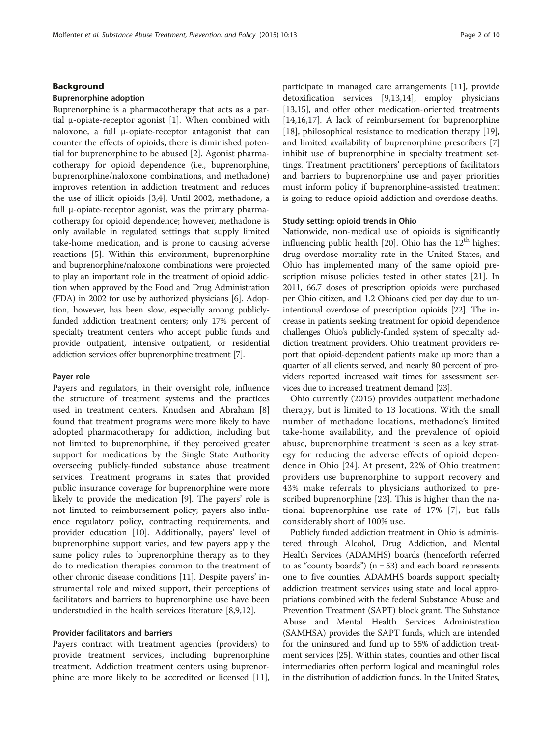## Background

### Buprenorphine adoption

Buprenorphine is a pharmacotherapy that acts as a partial μ-opiate-receptor agonist [1]. When combined with naloxone, a full μ-opiate-receptor antagonist that can counter the effects of opioids, there is diminished potential for buprenorphine to be abused [2]. Agonist pharmacotherapy for opioid dependence (i.e., buprenorphine, buprenorphine/naloxone combinations, and methadone) improves retention in addiction treatment and reduces the use of illicit opioids [3,4]. Until 2002, methadone, a full μ-opiate-receptor agonist, was the primary pharmacotherapy for opioid dependence; however, methadone is only available in regulated settings that supply limited take-home medication, and is prone to causing adverse reactions [5]. Within this environment, buprenorphine and buprenorphine/naloxone combinations were projected to play an important role in the treatment of opioid addiction when approved by the Food and Drug Administration (FDA) in 2002 for use by authorized physicians [6]. Adoption, however, has been slow, especially among publicly-funded addiction treatment centers; only 17% percent of specialty treatment centers who accept public funds and provide outpatient, intensive outpatient, or residential addiction services offer buprenorphine treatment [7].

### Payer role

Payers and regulators, in their oversight role, influence the structure of treatment systems and the practices used in treatment centers. Knudsen and Abraham [8] found that treatment programs were more likely to have adopted pharmacotherapy for addiction, including but not limited to buprenorphine, if they perceived greater support for medications by the Single State Authority overseeing publicly-funded substance abuse treatment services. Treatment programs in states that provided public insurance coverage for buprenorphine were more likely to provide the medication [9]. The payers' role is not limited to reimbursement policy; payers also influence regulatory policy, contracting requirements, and provider education [10]. Additionally, payers' level of buprenorphine support varies, and few payers apply the same policy rules to buprenorphine therapy as to they do to medication therapies common to the treatment of other chronic disease conditions [11]. Despite payers' instrumental role and mixed support, their perceptions of facilitators and barriers to buprenorphine use have been understudied in the health services literature [8,9,12].

### Provider facilitators and barriers

Payers contract with treatment agencies (providers) to provide treatment services, including buprenorphine treatment. Addiction treatment centers using buprenorphine are more likely to be accredited or licensed [11], participate in managed care arrangements [11], provide detoxification services [9,13,14], employ physicians [13,15], and offer other medication-oriented treatments [14,16,17]. A lack of reimbursement for buprenorphine [18], philosophical resistance to medication therapy [19], and limited availability of buprenorphine prescribers [7] inhibit use of buprenorphine in specialty treatment settings. Treatment practitioners' perceptions of facilitators and barriers to buprenorphine use and payer priorities must inform policy if buprenorphine-assisted treatment is going to reduce opioid addiction and overdose deaths.

### Study setting: opioid trends in Ohio

Nationwide, non-medical use of opioids is significantly influencing public health [20]. Ohio has the 12th highest drug overdose mortality rate in the United States, and Ohio has implemented many of the same opioid prescription misuse policies tested in other states [21]. In 2011, 66.7 doses of prescription opioids were purchased per Ohio citizen, and 1.2 Ohioans died per day due to unintentional overdose of prescription opioids [22]. The increase in patients seeking treatment for opioid dependence challenges Ohio's publicly-funded system of specialty addiction treatment providers. Ohio treatment providers report that opioid-dependent patients make up more than a quarter of all clients served, and nearly 80 percent of providers reported increased wait times for assessment services due to increased treatment demand [23].

Ohio currently (2015) provides outpatient methadone therapy, but is limited to 13 locations. With the small number of methadone locations, methadone's limited take-home availability, and the prevalence of opioid abuse, buprenorphine treatment is seen as a key strategy for reducing the adverse effects of opioid dependence in Ohio [24]. At present, 22% of Ohio treatment providers use buprenorphine to support recovery and 43% make referrals to physicians authorized to prescribed buprenorphine [23]. This is higher than the national buprenorphine use rate of 17% [7], but falls considerably short of 100% use.

Publicly funded addiction treatment in Ohio is administered through Alcohol, Drug Addiction, and Mental Health Services (ADAMHS) boards (henceforth referred to as "county boards") (n = 53) and each board represents one to five counties. ADAMHS boards support specialty addiction treatment services using state and local appropriations combined with the federal Substance Abuse and Prevention Treatment (SAPT) block grant. The Substance Abuse and Mental Health Services Administration (SAMHSA) provides the SAPT funds, which are intended for the uninsured and fund up to 55% of addiction treatment services [25]. Within states, counties and other fiscal intermediaries often perform logical and meaningful roles in the distribution of addiction funds. In the United States,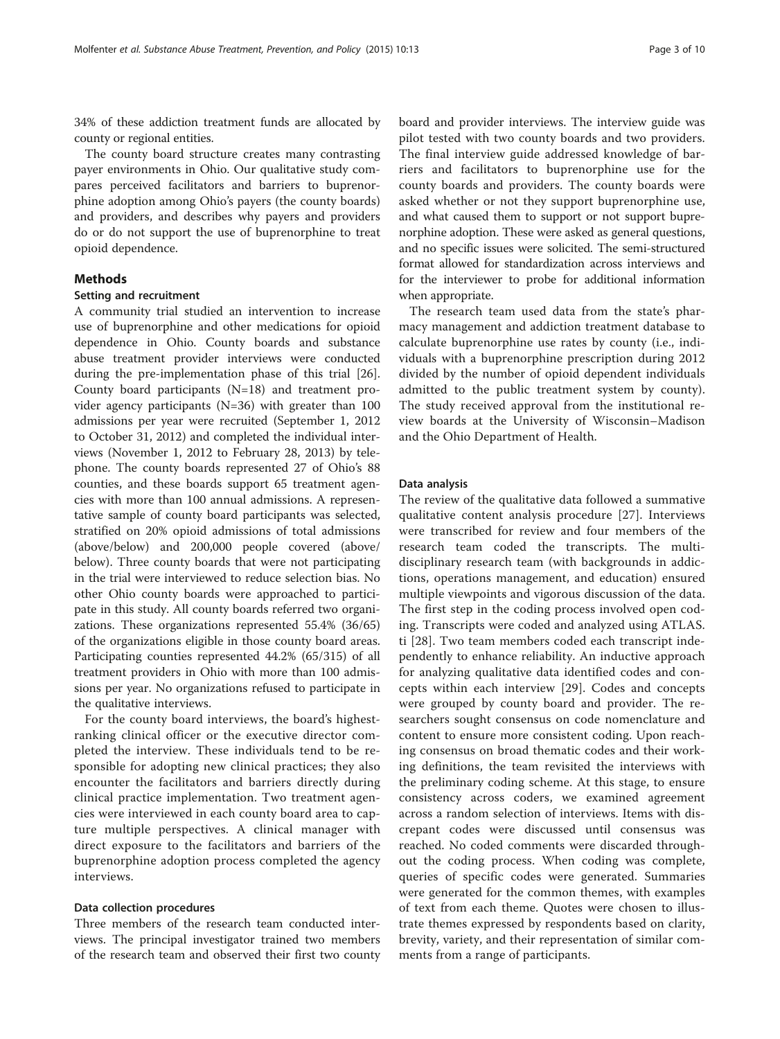34% of these addiction treatment funds are allocated by county or regional entities.

The county board structure creates many contrasting payer environments in Ohio. Our qualitative study compares perceived facilitators and barriers to buprenorphine adoption among Ohio's payers (the county boards) and providers, and describes why payers and providers do or do not support the use of buprenorphine to treat opioid dependence.

## Methods

### Setting and recruitment

A community trial studied an intervention to increase use of buprenorphine and other medications for opioid dependence in Ohio. County boards and substance abuse treatment provider interviews were conducted during the pre-implementation phase of this trial [26]. County board participants (N=18) and treatment provider agency participants (N=36) with greater than 100 admissions per year were recruited (September 1, 2012 to October 31, 2012) and completed the individual interviews (November 1, 2012 to February 28, 2013) by telephone. The county boards represented 27 of Ohio's 88 counties, and these boards support 65 treatment agencies with more than 100 annual admissions. A representative sample of county board participants was selected, stratified on 20% opioid admissions of total admissions (above/below) and 200,000 people covered (above/below). Three county boards that were not participating in the trial were interviewed to reduce selection bias. No other Ohio county boards were approached to participate in this study. All county boards referred two organizations. These organizations represented 55.4% (36/65) of the organizations eligible in those county board areas. Participating counties represented 44.2% (65/315) of all treatment providers in Ohio with more than 100 admissions per year. No organizations refused to participate in the qualitative interviews.

For the county board interviews, the board's highest-ranking clinical officer or the executive director completed the interview. These individuals tend to be responsible for adopting new clinical practices; they also encounter the facilitators and barriers directly during clinical practice implementation. Two treatment agencies were interviewed in each county board area to capture multiple perspectives. A clinical manager with direct exposure to the facilitators and barriers of the buprenorphine adoption process completed the agency interviews.

### Data collection procedures

Three members of the research team conducted interviews. The principal investigator trained two members of the research team and observed their first two county board and provider interviews. The interview guide was pilot tested with two county boards and two providers. The final interview guide addressed knowledge of barriers and facilitators to buprenorphine use for the county boards and providers. The county boards were asked whether or not they support buprenorphine use, and what caused them to support or not support buprenorphine adoption. These were asked as general questions, and no specific issues were solicited. The semi-structured format allowed for standardization across interviews and for the interviewer to probe for additional information when appropriate.

The research team used data from the state's pharmacy management and addiction treatment database to calculate buprenorphine use rates by county (i.e., individuals with a buprenorphine prescription during 2012 divided by the number of opioid dependent individuals admitted to the public treatment system by county). The study received approval from the institutional review boards at the University of Wisconsin–Madison and the Ohio Department of Health.

### Data analysis

The review of the qualitative data followed a summative qualitative content analysis procedure [27]. Interviews were transcribed for review and four members of the research team coded the transcripts. The multidisciplinary research team (with backgrounds in addictions, operations management, and education) ensured multiple viewpoints and vigorous discussion of the data. The first step in the coding process involved open coding. Transcripts were coded and analyzed using ATLAS.ti [28]. Two team members coded each transcript independently to enhance reliability. An inductive approach for analyzing qualitative data identified codes and concepts within each interview [29]. Codes and concepts were grouped by county board and provider. The researchers sought consensus on code nomenclature and content to ensure more consistent coding. Upon reaching consensus on broad thematic codes and their working definitions, the team revisited the interviews with the preliminary coding scheme. At this stage, to ensure consistency across coders, we examined agreement across a random selection of interviews. Items with discrepant codes were discussed until consensus was reached. No coded comments were discarded throughout the coding process. When coding was complete, queries of specific codes were generated. Summaries were generated for the common themes, with examples of text from each theme. Quotes were chosen to illustrate themes expressed by respondents based on clarity, brevity, variety, and their representation of similar comments from a range of participants.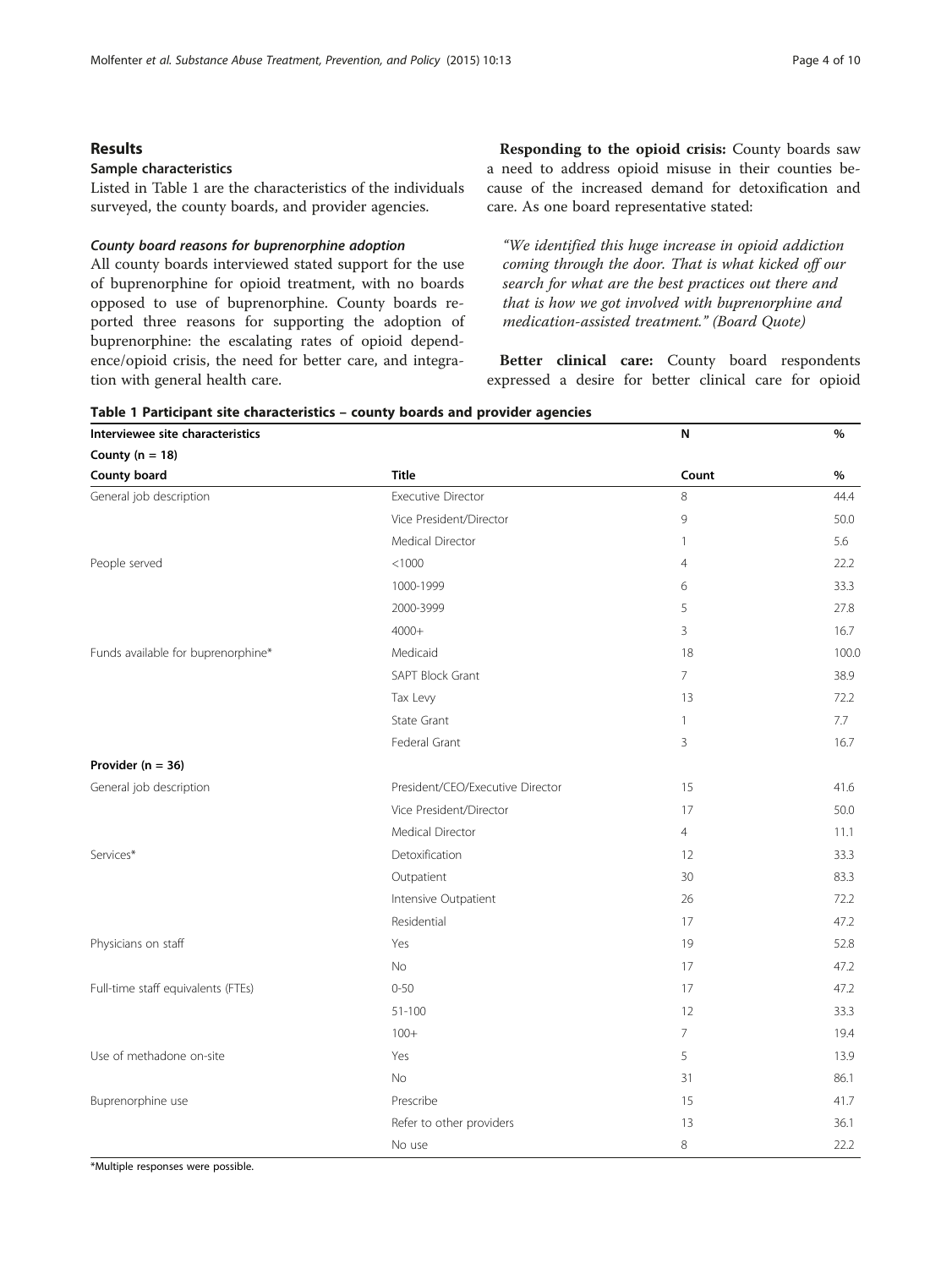## Results

### Sample characteristics

Listed in Table 1 are the characteristics of the individuals surveyed, the county boards, and provider agencies.

#### *County board reasons for buprenorphine adoption*

All county boards interviewed stated support for the use of buprenorphine for opioid treatment, with no boards opposed to use of buprenorphine. County boards reported three reasons for supporting the adoption of buprenorphine: the escalating rates of opioid dependence/opioid crisis, the need for better care, and integration with general health care.

**Responding to the opioid crisis:** County boards saw a need to address opioid misuse in their counties because of the increased demand for detoxification and care. As one board representative stated:

> *"We identified this huge increase in opioid addiction coming through the door. That is what kicked off our search for what are the best practices out there and that is how we got involved with buprenorphine and medication-assisted treatment." (Board Quote)*

**Better clinical care:** County board respondents expressed a desire for better clinical care for opioid

**Table 1 Participant site characteristics – county boards and provider agencies**

| Interviewee site characteristics | | N | % |
|---|---|---|---|
| **County (n = 18)** | | | |
| **County board** | **Title** | **Count** | **%** |
| General job description | Executive Director | 8 | 44.4 |
| | Vice President/Director | 9 | 50.0 |
| | Medical Director | 1 | 5.6 |
| People served | <1000 | 4 | 22.2 |
| | 1000-1999 | 6 | 33.3 |
| | 2000-3999 | 5 | 27.8 |
| | 4000+ | 3 | 16.7 |
| Funds available for buprenorphine* | Medicaid | 18 | 100.0 |
| | SAPT Block Grant | 7 | 38.9 |
| | Tax Levy | 13 | 72.2 |
| | State Grant | 1 | 7.7 |
| | Federal Grant | 3 | 16.7 |
| **Provider (n = 36)** | | | |
| General job description | President/CEO/Executive Director | 15 | 41.6 |
| | Vice President/Director | 17 | 50.0 |
| | Medical Director | 4 | 11.1 |
| Services* | Detoxification | 12 | 33.3 |
| | Outpatient | 30 | 83.3 |
| | Intensive Outpatient | 26 | 72.2 |
| | Residential | 17 | 47.2 |
| Physicians on staff | Yes | 19 | 52.8 |
| | No | 17 | 47.2 |
| Full-time staff equivalents (FTEs) | 0-50 | 17 | 47.2 |
| | 51-100 | 12 | 33.3 |
| | 100+ | 7 | 19.4 |
| Use of methadone on-site | Yes | 5 | 13.9 |
| | No | 31 | 86.1 |
| Buprenorphine use | Prescribe | 15 | 41.7 |
| | Refer to other providers | 13 | 36.1 |
| | No use | 8 | 22.2 |

*Multiple responses were possible.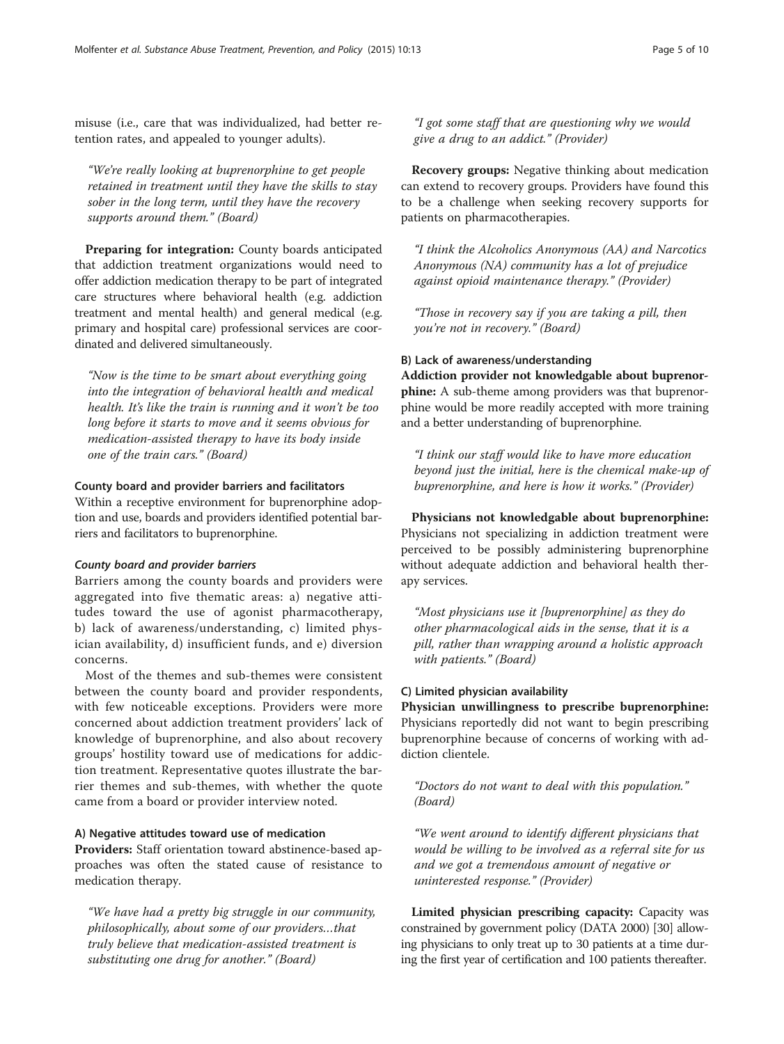misuse (i.e., care that was individualized, had better retention rates, and appealed to younger adults).

> *"We're really looking at buprenorphine to get people retained in treatment until they have the skills to stay sober in the long term, until they have the recovery supports around them." (Board)*

**Preparing for integration:** County boards anticipated that addiction treatment organizations would need to offer addiction medication therapy to be part of integrated care structures where behavioral health (e.g. addiction treatment and mental health) and general medical (e.g. primary and hospital care) professional services are coordinated and delivered simultaneously.

> *"Now is the time to be smart about everything going into the integration of behavioral health and medical health. It's like the train is running and it won't be too long before it starts to move and it seems obvious for medication-assisted therapy to have its body inside one of the train cars." (Board)*

### County board and provider barriers and facilitators

Within a receptive environment for buprenorphine adoption and use, boards and providers identified potential barriers and facilitators to buprenorphine.

#### *County board and provider barriers*

Barriers among the county boards and providers were aggregated into five thematic areas: a) negative attitudes toward the use of agonist pharmacotherapy, b) lack of awareness/understanding, c) limited physician availability, d) insufficient funds, and e) diversion concerns.

Most of the themes and sub-themes were consistent between the county board and provider respondents, with few noticeable exceptions. Providers were more concerned about addiction treatment providers' lack of knowledge of buprenorphine, and also about recovery groups' hostility toward use of medications for addiction treatment. Representative quotes illustrate the barrier themes and sub-themes, with whether the quote came from a board or provider interview noted.

#### A) Negative attitudes toward use of medication

**Providers:** Staff orientation toward abstinence-based approaches was often the stated cause of resistance to medication therapy.

> *"We have had a pretty big struggle in our community, philosophically, about some of our providers…that truly believe that medication-assisted treatment is substituting one drug for another." (Board)*

> *"I got some staff that are questioning why we would give a drug to an addict." (Provider)*

**Recovery groups:** Negative thinking about medication can extend to recovery groups. Providers have found this to be a challenge when seeking recovery supports for patients on pharmacotherapies.

> *"I think the Alcoholics Anonymous (AA) and Narcotics Anonymous (NA) community has a lot of prejudice against opioid maintenance therapy." (Provider)*

> *"Those in recovery say if you are taking a pill, then you're not in recovery." (Board)*

#### B) Lack of awareness/understanding

**Addiction provider not knowledgable about buprenorphine:** A sub-theme among providers was that buprenorphine would be more readily accepted with more training and a better understanding of buprenorphine.

> *"I think our staff would like to have more education beyond just the initial, here is the chemical make-up of buprenorphine, and here is how it works." (Provider)*

**Physicians not knowledgable about buprenorphine:** Physicians not specializing in addiction treatment were perceived to be possibly administering buprenorphine without adequate addiction and behavioral health therapy services.

> *"Most physicians use it [buprenorphine] as they do other pharmacological aids in the sense, that it is a pill, rather than wrapping around a holistic approach with patients." (Board)*

#### C) Limited physician availability

**Physician unwillingness to prescribe buprenorphine:** Physicians reportedly did not want to begin prescribing buprenorphine because of concerns of working with addiction clientele.

> *"Doctors do not want to deal with this population." (Board)*

> *"We went around to identify different physicians that would be willing to be involved as a referral site for us and we got a tremendous amount of negative or uninterested response." (Provider)*

**Limited physician prescribing capacity:** Capacity was constrained by government policy (DATA 2000) [30] allowing physicians to only treat up to 30 patients at a time during the first year of certification and 100 patients thereafter.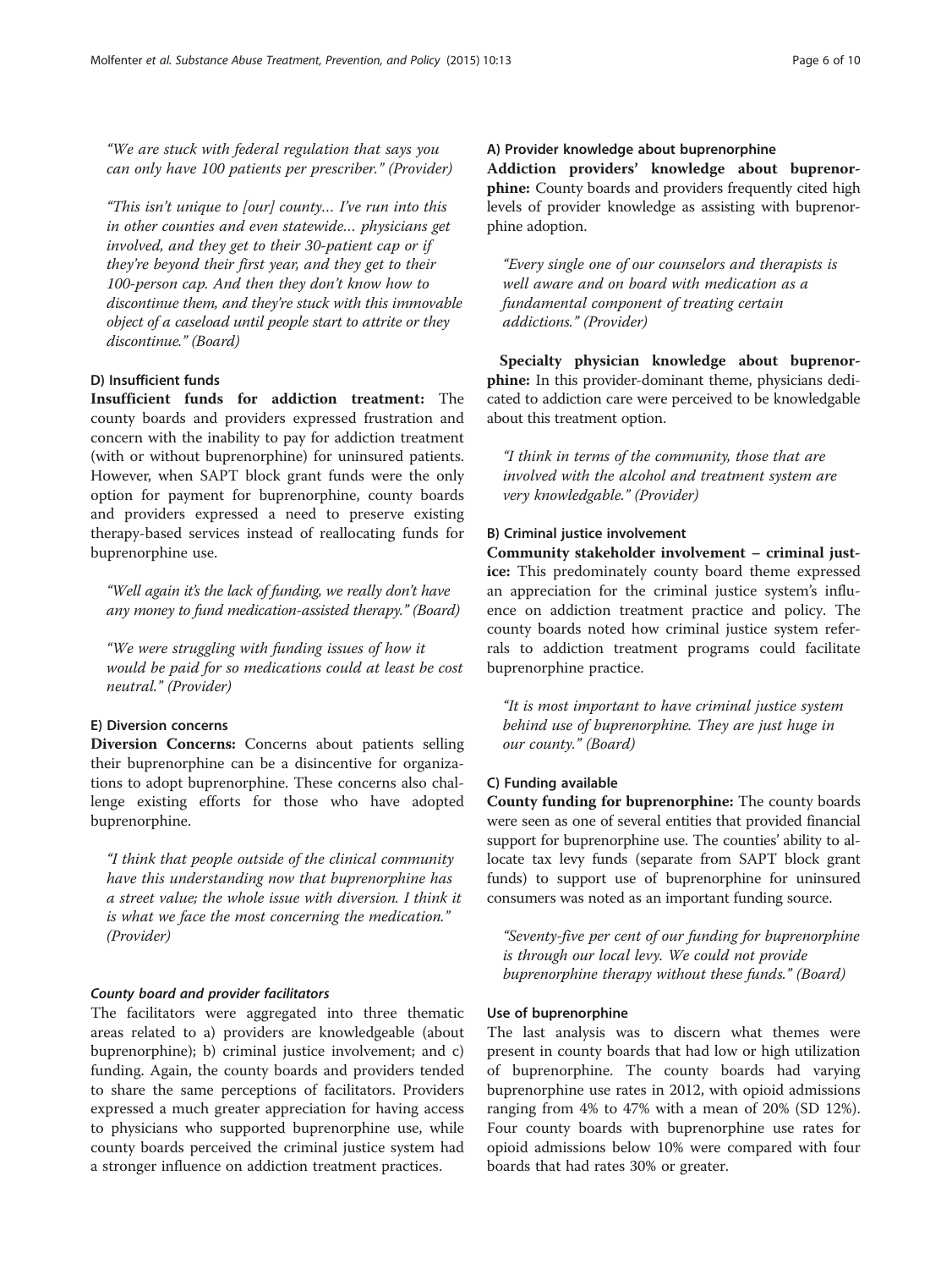"We are stuck with federal regulation that says you can only have 100 patients per prescriber." (Provider)

"This isn't unique to [our] county… I've run into this in other counties and even statewide… physicians get involved, and they get to their 30-patient cap or if they're beyond their first year, and they get to their 100-person cap. And then they don't know how to discontinue them, and they're stuck with this immovable object of a caseload until people start to attrite or they discontinue." (Board)

#### D) Insufficient funds

**Insufficient funds for addiction treatment:** The county boards and providers expressed frustration and concern with the inability to pay for addiction treatment (with or without buprenorphine) for uninsured patients. However, when SAPT block grant funds were the only option for payment for buprenorphine, county boards and providers expressed a need to preserve existing therapy-based services instead of reallocating funds for buprenorphine use.

"Well again it's the lack of funding, we really don't have any money to fund medication-assisted therapy." (Board)

"We were struggling with funding issues of how it would be paid for so medications could at least be cost neutral." (Provider)

#### E) Diversion concerns

**Diversion Concerns:** Concerns about patients selling their buprenorphine can be a disincentive for organizations to adopt buprenorphine. These concerns also challenge existing efforts for those who have adopted buprenorphine.

"I think that people outside of the clinical community have this understanding now that buprenorphine has a street value; the whole issue with diversion. I think it is what we face the most concerning the medication." (Provider)

### *County board and provider facilitators*

The facilitators were aggregated into three thematic areas related to a) providers are knowledgeable (about buprenorphine); b) criminal justice involvement; and c) funding. Again, the county boards and providers tended to share the same perceptions of facilitators. Providers expressed a much greater appreciation for having access to physicians who supported buprenorphine use, while county boards perceived the criminal justice system had a stronger influence on addiction treatment practices.

#### A) Provider knowledge about buprenorphine

**Addiction providers' knowledge about buprenorphine:** County boards and providers frequently cited high levels of provider knowledge as assisting with buprenorphine adoption.

"Every single one of our counselors and therapists is well aware and on board with medication as a fundamental component of treating certain addictions." (Provider)

**Specialty physician knowledge about buprenorphine:** In this provider-dominant theme, physicians dedicated to addiction care were perceived to be knowledgable about this treatment option.

"I think in terms of the community, those that are involved with the alcohol and treatment system are very knowledgable." (Provider)

#### B) Criminal justice involvement

**Community stakeholder involvement – criminal justice:** This predominately county board theme expressed an appreciation for the criminal justice system's influence on addiction treatment practice and policy. The county boards noted how criminal justice system referrals to addiction treatment programs could facilitate buprenorphine practice.

"It is most important to have criminal justice system behind use of buprenorphine. They are just huge in our county." (Board)

#### C) Funding available

**County funding for buprenorphine:** The county boards were seen as one of several entities that provided financial support for buprenorphine use. The counties' ability to allocate tax levy funds (separate from SAPT block grant funds) to support use of buprenorphine for uninsured consumers was noted as an important funding source.

"Seventy-five per cent of our funding for buprenorphine is through our local levy. We could not provide buprenorphine therapy without these funds." (Board)

### Use of buprenorphine

The last analysis was to discern what themes were present in county boards that had low or high utilization of buprenorphine. The county boards had varying buprenorphine use rates in 2012, with opioid admissions ranging from 4% to 47% with a mean of 20% (SD 12%). Four county boards with buprenorphine use rates for opioid admissions below 10% were compared with four boards that had rates 30% or greater.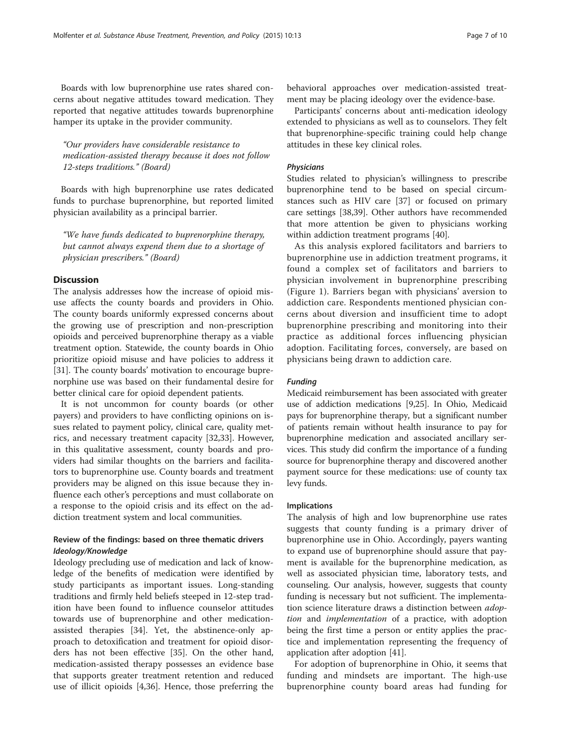Boards with low buprenorphine use rates shared concerns about negative attitudes toward medication. They reported that negative attitudes towards buprenorphine hamper its uptake in the provider community.

> "Our providers have considerable resistance to medication-assisted therapy because it does not follow 12-steps traditions." (Board)

Boards with high buprenorphine use rates dedicated funds to purchase buprenorphine, but reported limited physician availability as a principal barrier.

> "We have funds dedicated to buprenorphine therapy, but cannot always expend them due to a shortage of physician prescribers." (Board)

## Discussion

The analysis addresses how the increase of opioid misuse affects the county boards and providers in Ohio. The county boards uniformly expressed concerns about the growing use of prescription and non-prescription opioids and perceived buprenorphine therapy as a viable treatment option. Statewide, the county boards in Ohio prioritize opioid misuse and have policies to address it [31]. The county boards' motivation to encourage buprenorphine use was based on their fundamental desire for better clinical care for opioid dependent patients.

It is not uncommon for county boards (or other payers) and providers to have conflicting opinions on issues related to payment policy, clinical care, quality metrics, and necessary treatment capacity [32,33]. However, in this qualitative assessment, county boards and providers had similar thoughts on the barriers and facilitators to buprenorphine use. County boards and treatment providers may be aligned on this issue because they influence each other's perceptions and must collaborate on a response to the opioid crisis and its effect on the addiction treatment system and local communities.

### Review of the findings: based on three thematic drivers

#### *Ideology/Knowledge*

Ideology precluding use of medication and lack of knowledge of the benefits of medication were identified by study participants as important issues. Long-standing traditions and firmly held beliefs steeped in 12-step tradition have been found to influence counselor attitudes towards use of buprenorphine and other medication-assisted therapies [34]. Yet, the abstinence-only approach to detoxification and treatment for opioid disorders has not been effective [35]. On the other hand, medication-assisted therapy possesses an evidence base that supports greater treatment retention and reduced use of illicit opioids [4,36]. Hence, those preferring the behavioral approaches over medication-assisted treatment may be placing ideology over the evidence-base.

Participants' concerns about anti-medication ideology extended to physicians as well as to counselors. They felt that buprenorphine-specific training could help change attitudes in these key clinical roles.

#### *Physicians*

Studies related to physician's willingness to prescribe buprenorphine tend to be based on special circumstances such as HIV care [37] or focused on primary care settings [38,39]. Other authors have recommended that more attention be given to physicians working within addiction treatment programs [40].

As this analysis explored facilitators and barriers to buprenorphine use in addiction treatment programs, it found a complex set of facilitators and barriers to physician involvement in buprenorphine prescribing (Figure 1). Barriers began with physicians' aversion to addiction care. Respondents mentioned physician concerns about diversion and insufficient time to adopt buprenorphine prescribing and monitoring into their practice as additional forces influencing physician adoption. Facilitating forces, conversely, are based on physicians being drawn to addiction care.

#### *Funding*

Medicaid reimbursement has been associated with greater use of addiction medications [9,25]. In Ohio, Medicaid pays for buprenorphine therapy, but a significant number of patients remain without health insurance to pay for buprenorphine medication and associated ancillary services. This study did confirm the importance of a funding source for buprenorphine therapy and discovered another payment source for these medications: use of county tax levy funds.

### Implications

The analysis of high and low buprenorphine use rates suggests that county funding is a primary driver of buprenorphine use in Ohio. Accordingly, payers wanting to expand use of buprenorphine should assure that payment is available for the buprenorphine medication, as well as associated physician time, laboratory tests, and counseling. Our analysis, however, suggests that county funding is necessary but not sufficient. The implementation science literature draws a distinction between *adoption* and *implementation* of a practice, with adoption being the first time a person or entity applies the practice and implementation representing the frequency of application after adoption [41].

For adoption of buprenorphine in Ohio, it seems that funding and mindsets are important. The high-use buprenorphine county board areas had funding for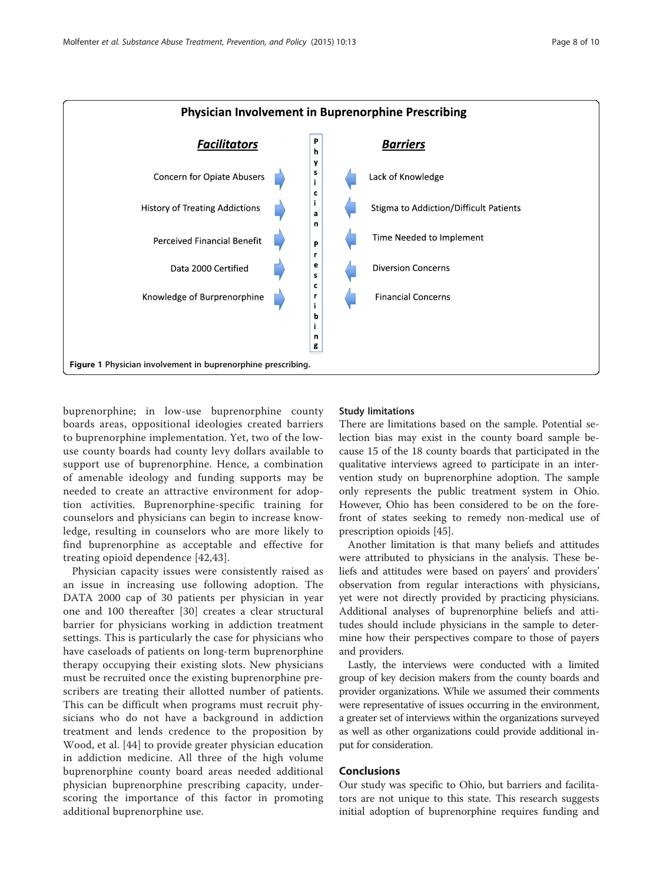**Physician Involvement in Buprenorphine Prescribing**

| ***Facilitators*** | | Physician Prescribing | | ***Barriers*** |
|---|---|---|---|---|
| Concern for Opiate Abusers | → | | ← | Lack of Knowledge |
| History of Treating Addictions | → | | ← | Stigma to Addiction/Difficult Patients |
| Perceived Financial Benefit | → | | ← | Time Needed to Implement |
| Data 2000 Certified | → | | ← | Diversion Concerns |
| Knowledge of Burprenorphine | → | | ← | Financial Concerns |

**Figure 1** Physician involvement in buprenorphine prescribing.

buprenorphine; in low-use buprenorphine county boards areas, oppositional ideologies created barriers to buprenorphine implementation. Yet, two of the low-use county boards had county levy dollars available to support use of buprenorphine. Hence, a combination of amenable ideology and funding supports may be needed to create an attractive environment for adoption activities. Buprenorphine-specific training for counselors and physicians can begin to increase knowledge, resulting in counselors who are more likely to find buprenorphine as acceptable and effective for treating opioid dependence [42,43].

Physician capacity issues were consistently raised as an issue in increasing use following adoption. The DATA 2000 cap of 30 patients per physician in year one and 100 thereafter [30] creates a clear structural barrier for physicians working in addiction treatment settings. This is particularly the case for physicians who have caseloads of patients on long-term buprenorphine therapy occupying their existing slots. New physicians must be recruited once the existing buprenorphine prescribers are treating their allotted number of patients. This can be difficult when programs must recruit physicians who do not have a background in addiction treatment and lends credence to the proposition by Wood, et al. [44] to provide greater physician education in addiction medicine. All three of the high volume buprenorphine county board areas needed additional physician buprenorphine prescribing capacity, underscoring the importance of this factor in promoting additional buprenorphine use.

### Study limitations

There are limitations based on the sample. Potential selection bias may exist in the county board sample because 15 of the 18 county boards that participated in the qualitative interviews agreed to participate in an intervention study on buprenorphine adoption. The sample only represents the public treatment system in Ohio. However, Ohio has been considered to be on the forefront of states seeking to remedy non-medical use of prescription opioids [45].

Another limitation is that many beliefs and attitudes were attributed to physicians in the analysis. These beliefs and attitudes were based on payers' and providers' observation from regular interactions with physicians, yet were not directly provided by practicing physicians. Additional analyses of buprenorphine beliefs and attitudes should include physicians in the sample to determine how their perspectives compare to those of payers and providers.

Lastly, the interviews were conducted with a limited group of key decision makers from the county boards and provider organizations. While we assumed their comments were representative of issues occurring in the environment, a greater set of interviews within the organizations surveyed as well as other organizations could provide additional input for consideration.

## Conclusions

Our study was specific to Ohio, but barriers and facilitators are not unique to this state. This research suggests initial adoption of buprenorphine requires funding and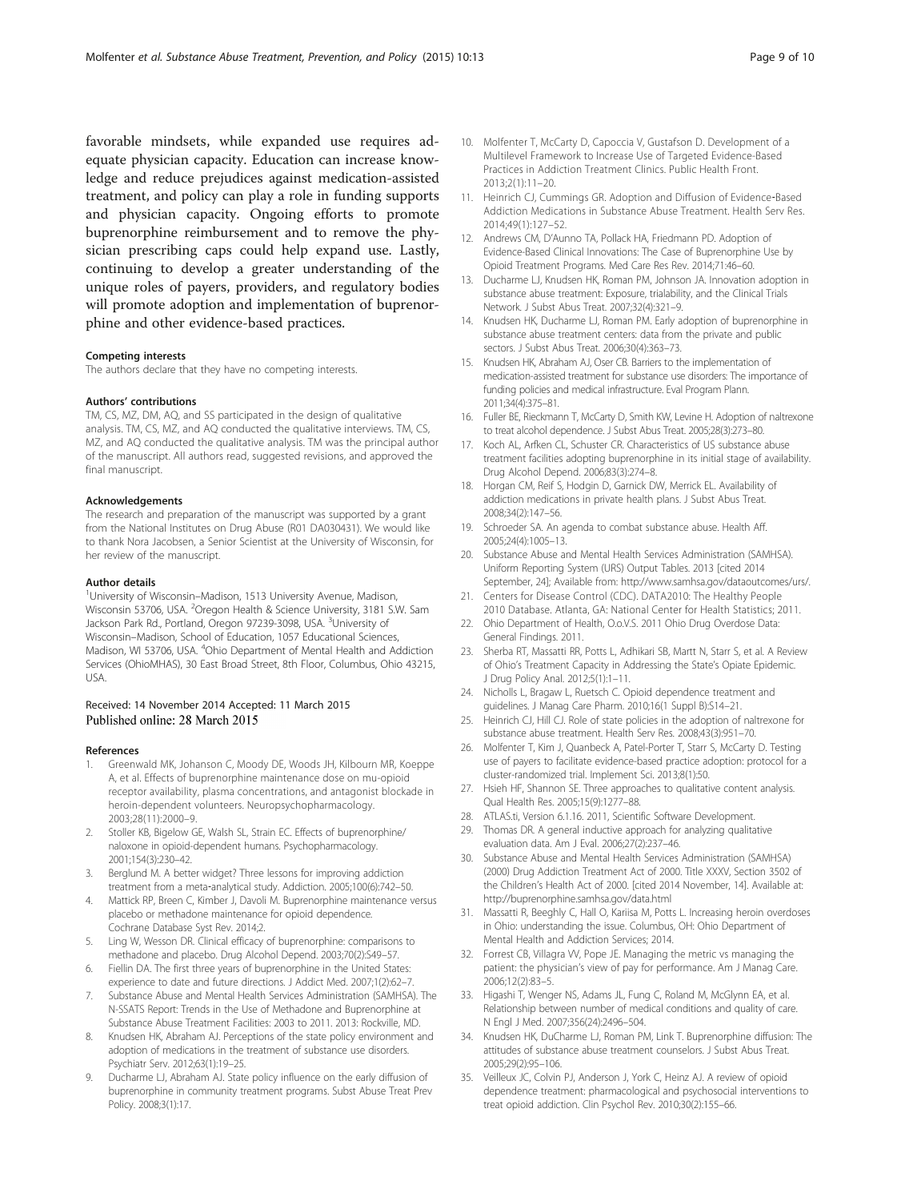favorable mindsets, while expanded use requires adequate physician capacity. Education can increase knowledge and reduce prejudices against medication-assisted treatment, and policy can play a role in funding supports and physician capacity. Ongoing efforts to promote buprenorphine reimbursement and to remove the physician prescribing caps could help expand use. Lastly, continuing to develop a greater understanding of the unique roles of payers, providers, and regulatory bodies will promote adoption and implementation of buprenorphine and other evidence-based practices.

#### Competing interests

The authors declare that they have no competing interests.

#### Authors' contributions

TM, CS, MZ, DM, AQ, and SS participated in the design of qualitative analysis. TM, CS, MZ, and AQ conducted the qualitative interviews. TM, CS, MZ, and AQ conducted the qualitative analysis. TM was the principal author of the manuscript. All authors read, suggested revisions, and approved the final manuscript.

#### Acknowledgements

The research and preparation of the manuscript was supported by a grant from the National Institutes on Drug Abuse (R01 DA030431). We would like to thank Nora Jacobsen, a Senior Scientist at the University of Wisconsin, for her review of the manuscript.

#### Author details

[1]University of Wisconsin–Madison, 1513 University Avenue, Madison, Wisconsin 53706, USA. [2]Oregon Health & Science University, 3181 S.W. Sam Jackson Park Rd., Portland, Oregon 97239-3098, USA. [3]University of Wisconsin–Madison, School of Education, 1057 Educational Sciences, Madison, WI 53706, USA. [4]Ohio Department of Mental Health and Addiction Services (OhioMHAS), 30 East Broad Street, 8th Floor, Columbus, Ohio 43215, USA.

Received: 14 November 2014 Accepted: 11 March 2015
Published online: 28 March 2015

#### References

1. Greenwald MK, Johanson C, Moody DE, Woods JH, Kilbourn MR, Koeppe A, et al. Effects of buprenorphine maintenance dose on mu-opioid receptor availability, plasma concentrations, and antagonist blockade in heroin-dependent volunteers. Neuropsychopharmacology. 2003;28(11):2000–9.
2. Stoller KB, Bigelow GE, Walsh SL, Strain EC. Effects of buprenorphine/naloxone in opioid-dependent humans. Psychopharmacology. 2001;154(3):230–42.
3. Berglund M. A better widget? Three lessons for improving addiction treatment from a meta-analytical study. Addiction. 2005;100(6):742–50.
4. Mattick RP, Breen C, Kimber J, Davoli M. Buprenorphine maintenance versus placebo or methadone maintenance for opioid dependence. Cochrane Database Syst Rev. 2014;2.
5. Ling W, Wesson DR. Clinical efficacy of buprenorphine: comparisons to methadone and placebo. Drug Alcohol Depend. 2003;70(2):S49–57.
6. Fiellin DA. The first three years of buprenorphine in the United States: experience to date and future directions. J Addict Med. 2007;1(2):62–7.
7. Substance Abuse and Mental Health Services Administration (SAMHSA). The N-SSATS Report: Trends in the Use of Methadone and Buprenorphine at Substance Abuse Treatment Facilities: 2003 to 2011. 2013: Rockville, MD.
8. Knudsen HK, Abraham AJ. Perceptions of the state policy environment and adoption of medications in the treatment of substance use disorders. Psychiatr Serv. 2012;63(1):19–25.
9. Ducharme LJ, Abraham AJ. State policy influence on the early diffusion of buprenorphine in community treatment programs. Subst Abuse Treat Prev Policy. 2008;3(1):17.
10. Molfenter T, McCarty D, Capoccia V, Gustafson D. Development of a Multilevel Framework to Increase Use of Targeted Evidence-Based Practices in Addiction Treatment Clinics. Public Health Front. 2013;2(1):11–20.
11. Heinrich CJ, Cummings GR. Adoption and Diffusion of Evidence-Based Addiction Medications in Substance Abuse Treatment. Health Serv Res. 2014;49(1):127–52.
12. Andrews CM, D'Aunno TA, Pollack HA, Friedmann PD. Adoption of Evidence-Based Clinical Innovations: The Case of Buprenorphine Use by Opioid Treatment Programs. Med Care Res Rev. 2014;71:46–60.
13. Ducharme LJ, Knudsen HK, Roman PM, Johnson JA. Innovation adoption in substance abuse treatment: Exposure, trialability, and the Clinical Trials Network. J Subst Abus Treat. 2007;32(4):321–9.
14. Knudsen HK, Ducharme LJ, Roman PM. Early adoption of buprenorphine in substance abuse treatment centers: data from the private and public sectors. J Subst Abus Treat. 2006;30(4):363–73.
15. Knudsen HK, Abraham AJ, Oser CB. Barriers to the implementation of medication-assisted treatment for substance use disorders: The importance of funding policies and medical infrastructure. Eval Program Plann. 2011;34(4):375–81.
16. Fuller BE, Rieckmann T, McCarty D, Smith KW, Levine H. Adoption of naltrexone to treat alcohol dependence. J Subst Abus Treat. 2005;28(3):273–80.
17. Koch AL, Arfken CL, Schuster CR. Characteristics of US substance abuse treatment facilities adopting buprenorphine in its initial stage of availability. Drug Alcohol Depend. 2006;83(3):274–8.
18. Horgan CM, Reif S, Hodgin D, Garnick DW, Merrick EL. Availability of addiction medications in private health plans. J Subst Abus Treat. 2008;34(2):147–56.
19. Schroeder SA. An agenda to combat substance abuse. Health Aff. 2005;24(4):1005–13.
20. Substance Abuse and Mental Health Services Administration (SAMHSA). Uniform Reporting System (URS) Output Tables. 2013 [cited 2014 September, 24]; Available from: http://www.samhsa.gov/dataoutcomes/urs/.
21. Centers for Disease Control (CDC). DATA2010: The Healthy People 2010 Database. Atlanta, GA: National Center for Health Statistics; 2011.
22. Ohio Department of Health, O.o.V.S. 2011 Ohio Drug Overdose Data: General Findings. 2011.
23. Sherba RT, Massatti RR, Potts L, Adhikari SB, Martt N, Starr S, et al. A Review of Ohio's Treatment Capacity in Addressing the State's Opiate Epidemic. J Drug Policy Anal. 2012;5(1):1–11.
24. Nicholls L, Bragaw L, Ruetsch C. Opioid dependence treatment and guidelines. J Manag Care Pharm. 2010;16(1 Suppl B):S14–21.
25. Heinrich CJ, Hill CJ. Role of state policies in the adoption of naltrexone for substance abuse treatment. Health Serv Res. 2008;43(3):951–70.
26. Molfenter T, Kim J, Quanbeck A, Patel-Porter T, Starr S, McCarty D. Testing use of payers to facilitate evidence-based practice adoption: protocol for a cluster-randomized trial. Implement Sci. 2013;8(1):50.
27. Hsieh HF, Shannon SE. Three approaches to qualitative content analysis. Qual Health Res. 2005;15(9):1277–88.
28. ATLAS.ti, Version 6.1.16. 2011, Scientific Software Development.
29. Thomas DR. A general inductive approach for analyzing qualitative evaluation data. Am J Eval. 2006;27(2):237–46.
30. Substance Abuse and Mental Health Services Administration (SAMHSA) (2000) Drug Addiction Treatment Act of 2000. Title XXXV, Section 3502 of the Children's Health Act of 2000. [cited 2014 November, 14]. Available at: http://buprenorphine.samhsa.gov/data.html
31. Massatti R, Beeghly C, Hall O, Kariisa M, Potts L. Increasing heroin overdoses in Ohio: understanding the issue. Columbus, OH: Ohio Department of Mental Health and Addiction Services; 2014.
32. Forrest CB, Villagra VV, Pope JE. Managing the metric vs managing the patient: the physician's view of pay for performance. Am J Manag Care. 2006;12(2):83–5.
33. Higashi T, Wenger NS, Adams JL, Fung C, Roland M, McGlynn EA, et al. Relationship between number of medical conditions and quality of care. N Engl J Med. 2007;356(24):2496–504.
34. Knudsen HK, DuCharme LJ, Roman PM, Link T. Buprenorphine diffusion: The attitudes of substance abuse treatment counselors. J Subst Abus Treat. 2005;29(2):95–106.
35. Veilleux JC, Colvin PJ, Anderson J, York C, Heinz AJ. A review of opioid dependence treatment: pharmacological and psychosocial interventions to treat opioid addiction. Clin Psychol Rev. 2010;30(2):155–66.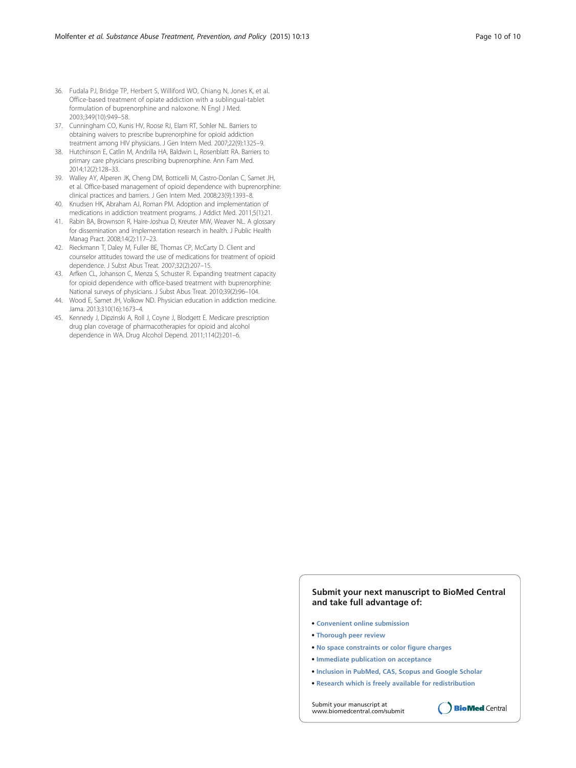36. Fudala PJ, Bridge TP, Herbert S, Williford WO, Chiang N, Jones K, et al. Office-based treatment of opiate addiction with a sublingual-tablet formulation of buprenorphine and naloxone. N Engl J Med. 2003;349(10):949–58.
37. Cunningham CO, Kunis HV, Roose RJ, Elam RT, Sohler NL. Barriers to obtaining waivers to prescribe buprenorphine for opioid addiction treatment among HIV physicians. J Gen Intern Med. 2007;22(9):1325–9.
38. Hutchinson E, Catlin M, Andrilla HA, Baldwin L, Rosenblatt RA. Barriers to primary care physicians prescribing buprenorphine. Ann Fam Med. 2014;12(2):128–33.
39. Walley AY, Alperen JK, Cheng DM, Botticelli M, Castro-Donlan C, Samet JH, et al. Office-based management of opioid dependence with buprenorphine: clinical practices and barriers. J Gen Intern Med. 2008;23(9):1393–8.
40. Knudsen HK, Abraham AJ, Roman PM. Adoption and implementation of medications in addiction treatment programs. J Addict Med. 2011;5(1):21.
41. Rabin BA, Brownson R, Haire-Joshua D, Kreuter MW, Weaver NL. A glossary for dissemination and implementation research in health. J Public Health Manag Pract. 2008;14(2):117–23.
42. Rieckmann T, Daley M, Fuller BE, Thomas CP, McCarty D. Client and counselor attitudes toward the use of medications for treatment of opioid dependence. J Subst Abus Treat. 2007;32(2):207–15.
43. Arfken CL, Johanson C, Menza S, Schuster R. Expanding treatment capacity for opioid dependence with office-based treatment with buprenorphine: National surveys of physicians. J Subst Abus Treat. 2010;39(2):96–104.
44. Wood E, Samet JH, Volkow ND. Physician education in addiction medicine. Jama. 2013;310(16):1673–4.
45. Kennedy J, Dipzinski A, Roll J, Coyne J, Blodgett E. Medicare prescription drug plan coverage of pharmacotherapies for opioid and alcohol dependence in WA. Drug Alcohol Depend. 2011;114(2):201–6.

**Submit your next manuscript to BioMed Central and take full advantage of:**

- **Convenient online submission**
- **Thorough peer review**
- **No space constraints or color figure charges**
- **Immediate publication on acceptance**
- **Inclusion in PubMed, CAS, Scopus and Google Scholar**
- **Research which is freely available for redistribution**

Submit your manuscript at
www.biomedcentral.com/submit

BioMed Central